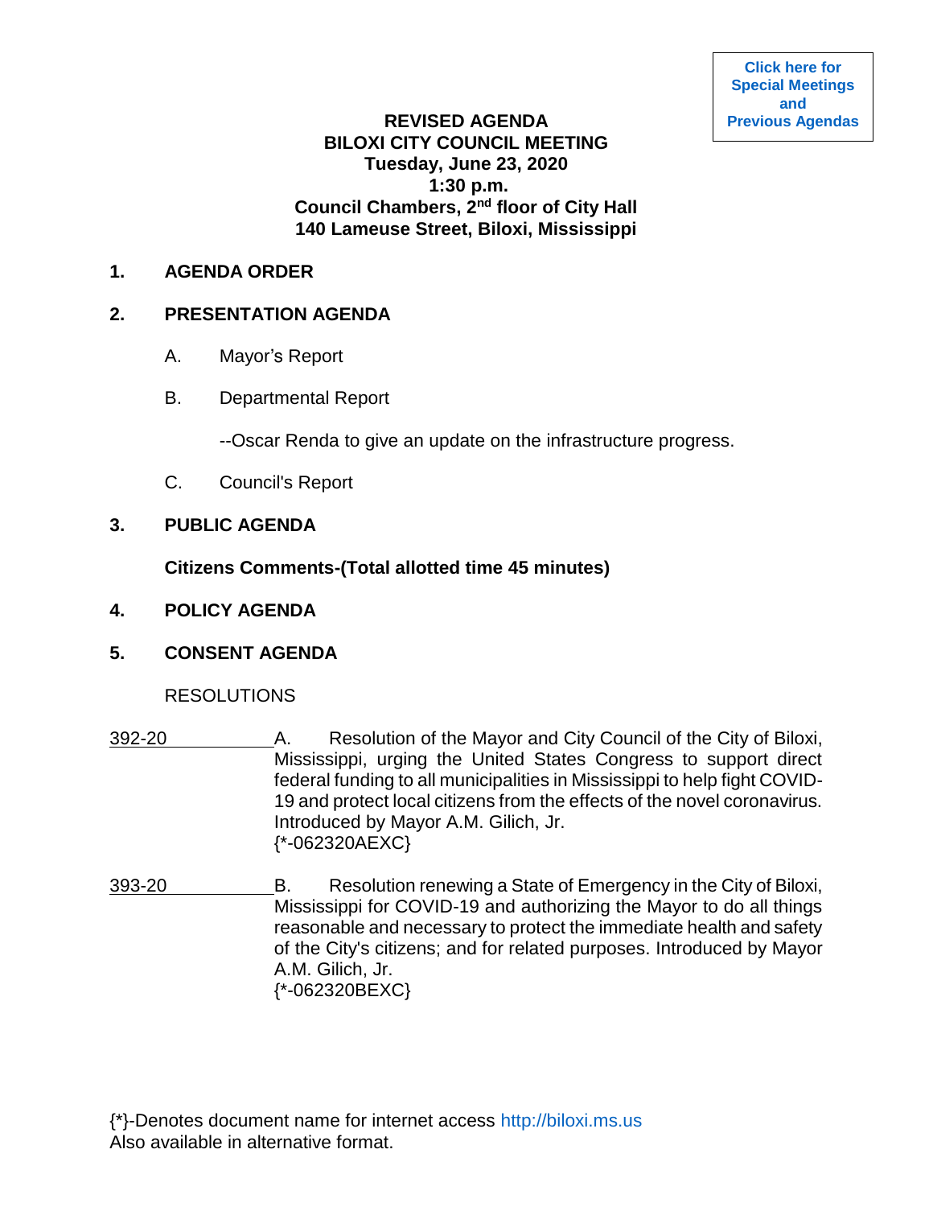Click here for Special Meetings and Previous Agendas

# REVISED AGENDA
# BILOXI CITY COUNCIL MEETING
## Tuesday, June 23, 2020
## 1:30 p.m.
## Council Chambers, 2nd floor of City Hall
## 140 Lameuse Street, Biloxi, Mississippi

**1. AGENDA ORDER**

**2. PRESENTATION AGENDA**

A. Mayor's Report

B. Departmental Report

--Oscar Renda to give an update on the infrastructure progress.

C. Council's Report

**3. PUBLIC AGENDA**

**Citizens Comments-(Total allotted time 45 minutes)**

**4. POLICY AGENDA**

**5. CONSENT AGENDA**

RESOLUTIONS

392-20 A. Resolution of the Mayor and City Council of the City of Biloxi, Mississippi, urging the United States Congress to support direct federal funding to all municipalities in Mississippi to help fight COVID-19 and protect local citizens from the effects of the novel coronavirus. Introduced by Mayor A.M. Gilich, Jr.
{*-062320AEXC}

393-20 B. Resolution renewing a State of Emergency in the City of Biloxi, Mississippi for COVID-19 and authorizing the Mayor to do all things reasonable and necessary to protect the immediate health and safety of the City's citizens; and for related purposes. Introduced by Mayor A.M. Gilich, Jr.
{*-062320BEXC}

{*}-Denotes document name for internet access http://biloxi.ms.us
Also available in alternative format.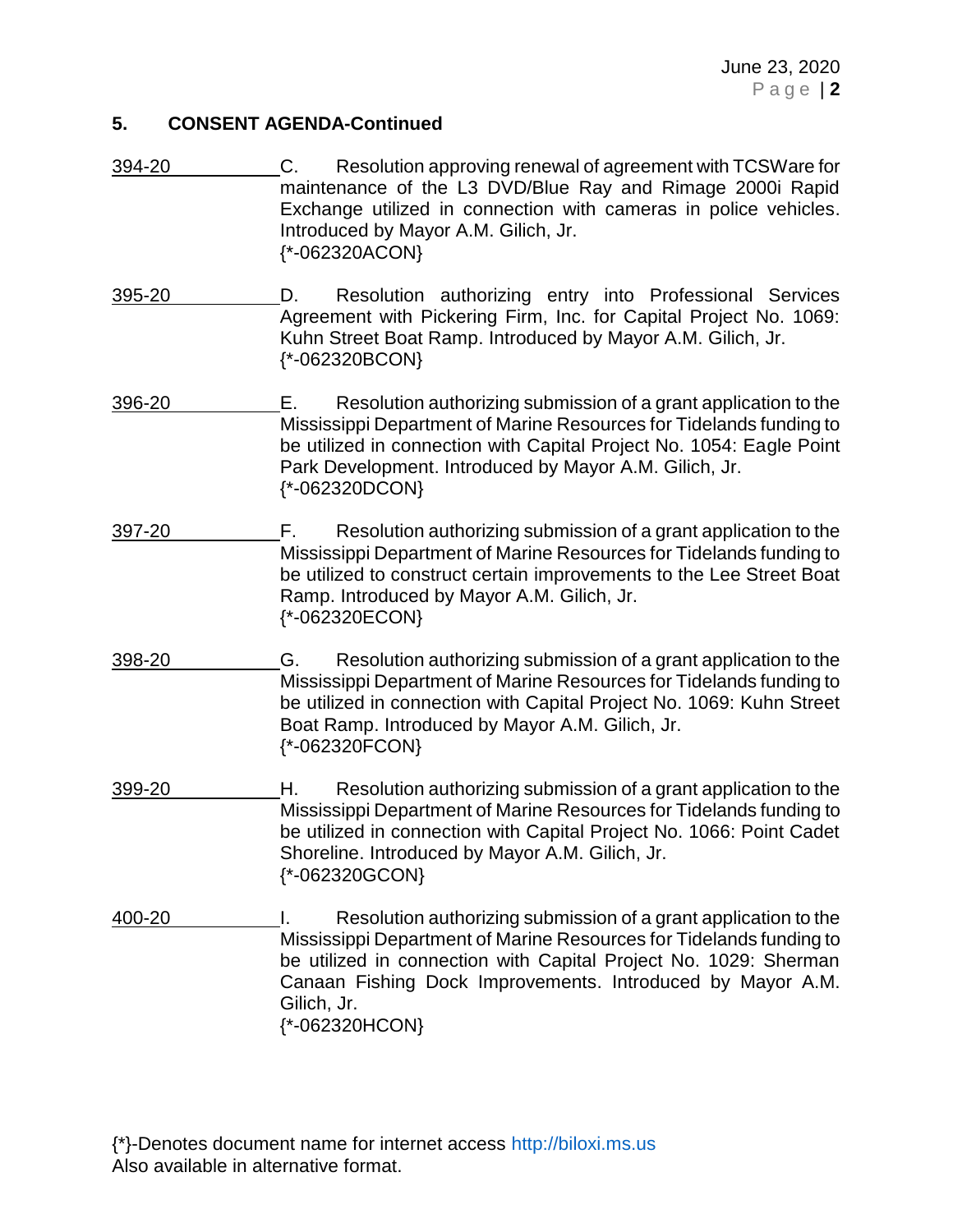## 5. CONSENT AGENDA-Continued

394-20 C. Resolution approving renewal of agreement with TCSWare for maintenance of the L3 DVD/Blue Ray and Rimage 2000i Rapid Exchange utilized in connection with cameras in police vehicles. Introduced by Mayor A.M. Gilich, Jr.
{*-062320ACON}

395-20 D. Resolution authorizing entry into Professional Services Agreement with Pickering Firm, Inc. for Capital Project No. 1069: Kuhn Street Boat Ramp. Introduced by Mayor A.M. Gilich, Jr.
{*-062320BCON}

396-20 E. Resolution authorizing submission of a grant application to the Mississippi Department of Marine Resources for Tidelands funding to be utilized in connection with Capital Project No. 1054: Eagle Point Park Development. Introduced by Mayor A.M. Gilich, Jr.
{*-062320DCON}

397-20 F. Resolution authorizing submission of a grant application to the Mississippi Department of Marine Resources for Tidelands funding to be utilized to construct certain improvements to the Lee Street Boat Ramp. Introduced by Mayor A.M. Gilich, Jr.
{*-062320ECON}

398-20 G. Resolution authorizing submission of a grant application to the Mississippi Department of Marine Resources for Tidelands funding to be utilized in connection with Capital Project No. 1069: Kuhn Street Boat Ramp. Introduced by Mayor A.M. Gilich, Jr.
{*-062320FCON}

399-20 H. Resolution authorizing submission of a grant application to the Mississippi Department of Marine Resources for Tidelands funding to be utilized in connection with Capital Project No. 1066: Point Cadet Shoreline. Introduced by Mayor A.M. Gilich, Jr.
{*-062320GCON}

400-20 I. Resolution authorizing submission of a grant application to the Mississippi Department of Marine Resources for Tidelands funding to be utilized in connection with Capital Project No. 1029: Sherman Canaan Fishing Dock Improvements. Introduced by Mayor A.M. Gilich, Jr.
{*-062320HCON}

{*}-Denotes document name for internet access http://biloxi.ms.us
Also available in alternative format.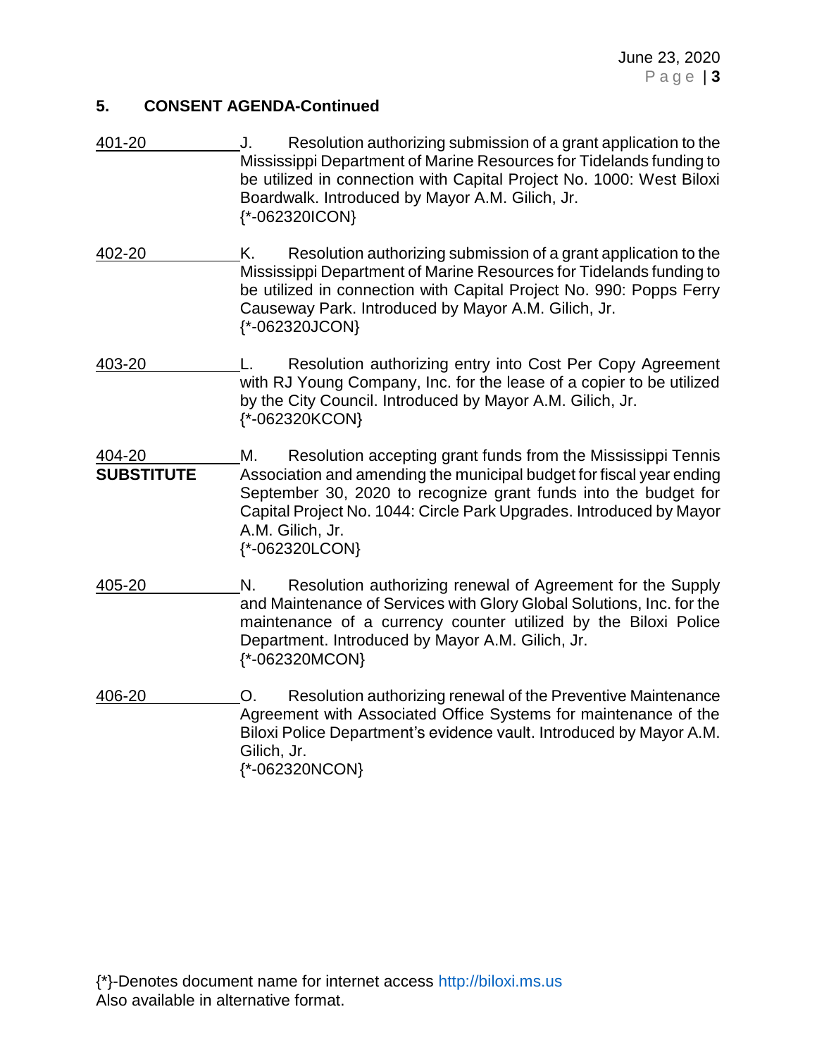## 5. CONSENT AGENDA-Continued

401-20 J. Resolution authorizing submission of a grant application to the Mississippi Department of Marine Resources for Tidelands funding to be utilized in connection with Capital Project No. 1000: West Biloxi Boardwalk. Introduced by Mayor A.M. Gilich, Jr.
{*-062320ICON}

402-20 K. Resolution authorizing submission of a grant application to the Mississippi Department of Marine Resources for Tidelands funding to be utilized in connection with Capital Project No. 990: Popps Ferry Causeway Park. Introduced by Mayor A.M. Gilich, Jr.
{*-062320JCON}

403-20 L. Resolution authorizing entry into Cost Per Copy Agreement with RJ Young Company, Inc. for the lease of a copier to be utilized by the City Council. Introduced by Mayor A.M. Gilich, Jr.
{*-062320KCON}

404-20
**SUBSTITUTE** M. Resolution accepting grant funds from the Mississippi Tennis Association and amending the municipal budget for fiscal year ending September 30, 2020 to recognize grant funds into the budget for Capital Project No. 1044: Circle Park Upgrades. Introduced by Mayor A.M. Gilich, Jr.
{*-062320LCON}

405-20 N. Resolution authorizing renewal of Agreement for the Supply and Maintenance of Services with Glory Global Solutions, Inc. for the maintenance of a currency counter utilized by the Biloxi Police Department. Introduced by Mayor A.M. Gilich, Jr.
{*-062320MCON}

406-20 O. Resolution authorizing renewal of the Preventive Maintenance Agreement with Associated Office Systems for maintenance of the Biloxi Police Department's evidence vault. Introduced by Mayor A.M. Gilich, Jr.
{*-062320NCON}

{*}-Denotes document name for internet access http://biloxi.ms.us
Also available in alternative format.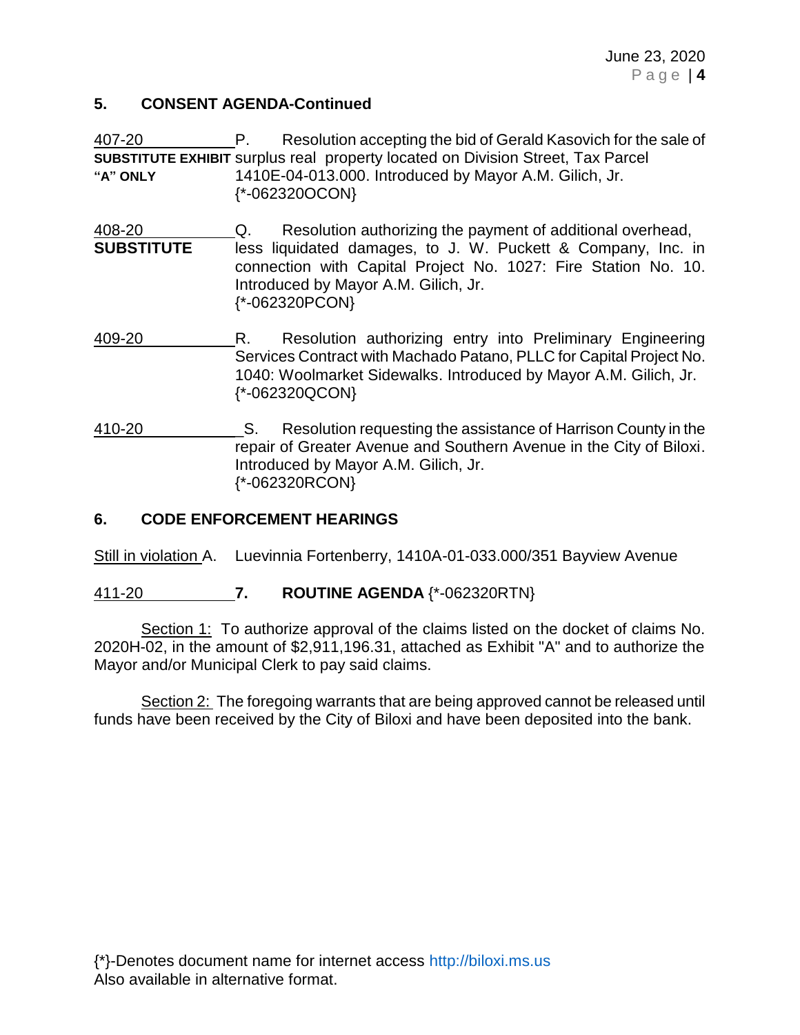## 5. CONSENT AGENDA-Continued

407-20
**SUBSTITUTE EXHIBIT "A" ONLY**

P. Resolution accepting the bid of Gerald Kasovich for the sale of surplus real property located on Division Street, Tax Parcel 1410E-04-013.000. Introduced by Mayor A.M. Gilich, Jr. {*-062320OCON}

408-20
**SUBSTITUTE**

Q. Resolution authorizing the payment of additional overhead, less liquidated damages, to J. W. Puckett & Company, Inc. in connection with Capital Project No. 1027: Fire Station No. 10. Introduced by Mayor A.M. Gilich, Jr. {*-062320PCON}

409-20

R. Resolution authorizing entry into Preliminary Engineering Services Contract with Machado Patano, PLLC for Capital Project No. 1040: Woolmarket Sidewalks. Introduced by Mayor A.M. Gilich, Jr. {*-062320QCON}

410-20

S. Resolution requesting the assistance of Harrison County in the repair of Greater Avenue and Southern Avenue in the City of Biloxi. Introduced by Mayor A.M. Gilich, Jr. {*-062320RCON}

## 6. CODE ENFORCEMENT HEARINGS

Still in violation A. Luevinnia Fortenberry, 1410A-01-033.000/351 Bayview Avenue

411-20

## 7. ROUTINE AGENDA {*-062320RTN}

Section 1: To authorize approval of the claims listed on the docket of claims No. 2020H-02, in the amount of $2,911,196.31, attached as Exhibit "A" and to authorize the Mayor and/or Municipal Clerk to pay said claims.

Section 2: The foregoing warrants that are being approved cannot be released until funds have been received by the City of Biloxi and have been deposited into the bank.

{*}-Denotes document name for internet access http://biloxi.ms.us
Also available in alternative format.